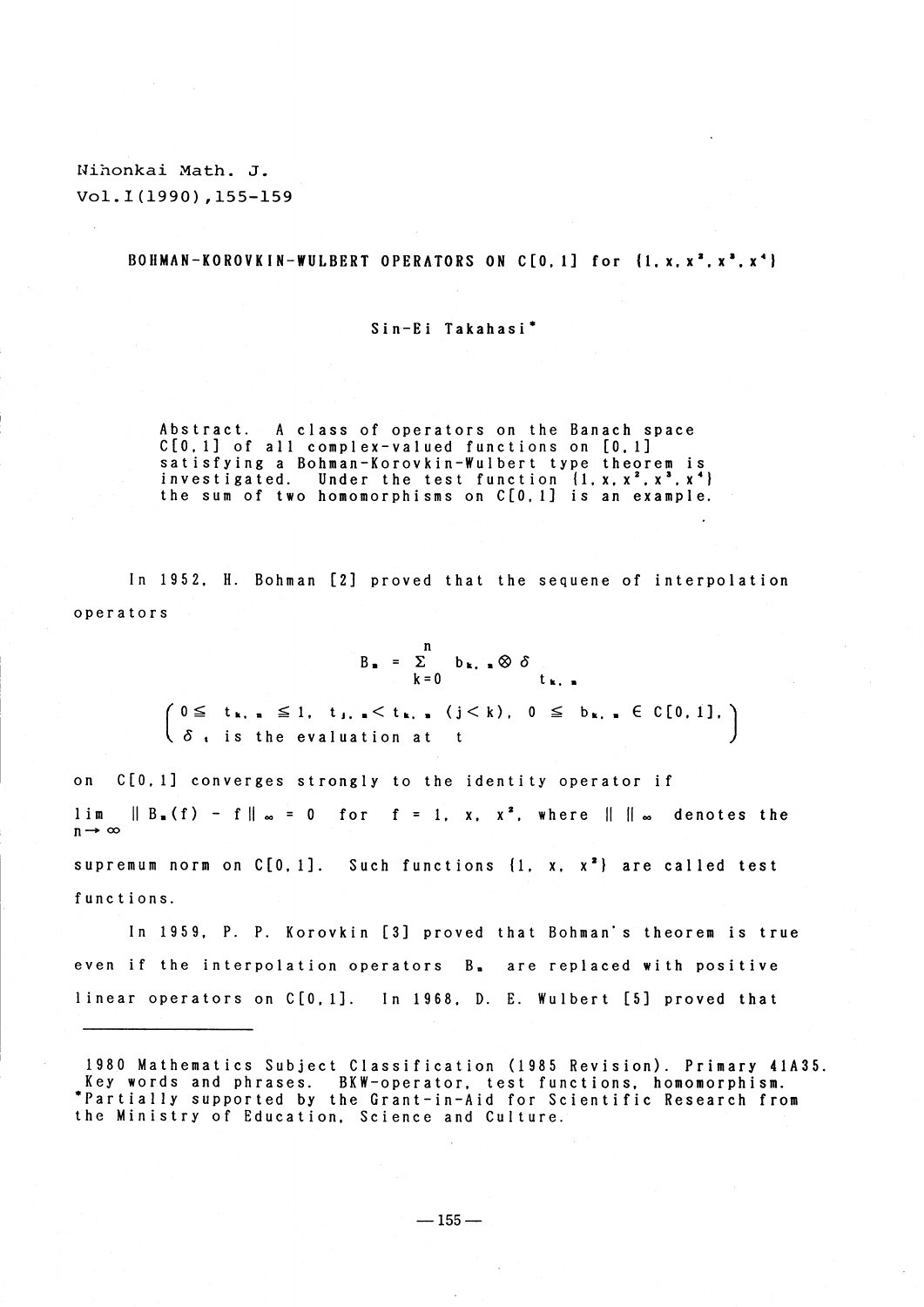Nihonkai Math. J.
Vol.1(1990),155-159

# BOHMAN-KOROVKIN-WULBERT OPERATORS ON C[0, 1] for $\{1, x, x^2, x^3, x^4\}$

Sin-Ei Takahasi*

Abstract. A class of operators on the Banach space C[0, 1] of all complex-valued functions on [0, 1] satisfying a Bohman-Korovkin-Wulbert type theorem is investigated. Under the test function $\{1, x, x^2, x^3, x^4\}$ the sum of two homomorphisms on C[0, 1] is an example.

In 1952, H. Bohman [2] proved that the sequene of interpolation operators

$$B_n = \sum_{k=0}^{n} b_{k,n} \otimes \delta_{t_{k,n}}$$

$$\left( \begin{array}{l} 0 \leq t_{k,n} \leq 1,\ t_{j,n} < t_{k,n}\ (j < k),\ 0 \leq b_{k,n} \in C[0, 1], \\ \delta_t \text{ is the evaluation at } t \end{array} \right)$$

on C[0, 1] converges strongly to the identity operator if $\lim_{n \to \infty} \| B_n(f) - f \|_\infty = 0$ for $f = 1, x, x^2$, where $\| \ \|_\infty$ denotes the supremum norm on C[0, 1]. Such functions $\{1, x, x^2\}$ are called test functions.

In 1959, P. P. Korovkin [3] proved that Bohman's theorem is true even if the interpolation operators $B_n$ are replaced with positive linear operators on C[0, 1]. In 1968, D. E. Wulbert [5] proved that

---

1980 Mathematics Subject Classification (1985 Revision). Primary 41A35.
Key words and phrases. BKW-operator, test functions, homomorphism.
*Partially supported by the Grant-in-Aid for Scientific Research from the Ministry of Education, Science and Culture.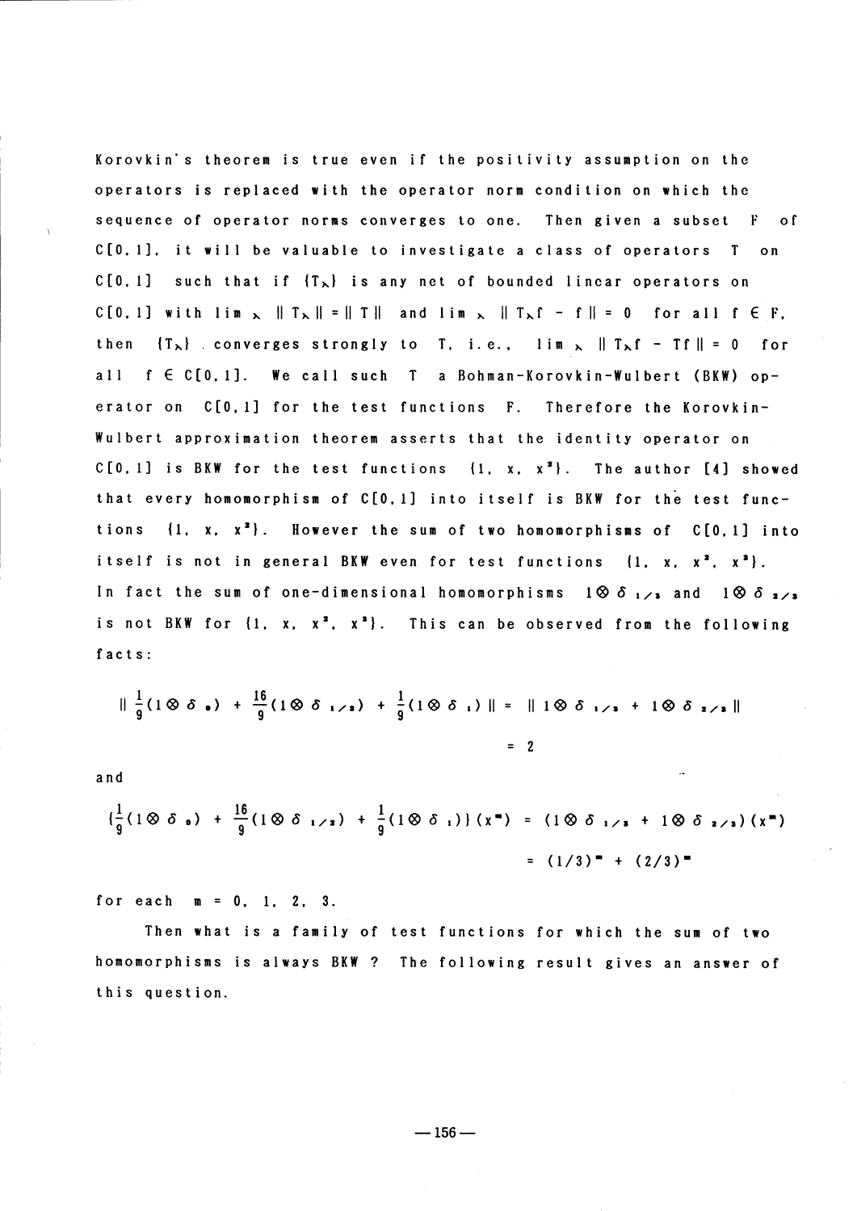Korovkin's theorem is true even if the positivity assumption on the operators is replaced with the operator norm condition on which the sequence of operator norms converges to one. Then given a subset $F$ of $C[0,1]$, it will be valuable to investigate a class of operators $T$ on $C[0,1]$ such that if $\{T_\lambda\}$ is any net of bounded linear operators on $C[0,1]$ with $\lim_\lambda \|T_\lambda\| = \|T\|$ and $\lim_\lambda \|T_\lambda f - f\| = 0$ for all $f \in F$, then $\{T_\lambda\}$ converges strongly to $T$, i.e., $\lim_\lambda \|T_\lambda f - Tf\| = 0$ for all $f \in C[0,1]$. We call such $T$ a Bohman-Korovkin-Wulbert (BKW) operator on $C[0,1]$ for the test functions $F$. Therefore the Korovkin-Wulbert approximation theorem asserts that the identity operator on $C[0,1]$ is BKW for the test functions $\{1, x, x^2\}$. The author [4] showed that every homomorphism of $C[0,1]$ into itself is BKW for the test functions $\{1, x, x^2\}$. However the sum of two homomorphisms of $C[0,1]$ into itself is not in general BKW even for test functions $\{1, x, x^2, x^3\}$. In fact the sum of one-dimensional homomorphisms $1\otimes\delta_{1/3}$ and $1\otimes\delta_{2/3}$ is not BKW for $\{1, x, x^2, x^3\}$. This can be observed from the following facts:

$$\left\| \frac{1}{9}(1\otimes\delta_0) + \frac{16}{9}(1\otimes\delta_{1/2}) + \frac{1}{9}(1\otimes\delta_1) \right\| = \| 1\otimes\delta_{1/3} + 1\otimes\delta_{2/3} \| = 2$$

and

$$\left\{\frac{1}{9}(1\otimes\delta_0) + \frac{16}{9}(1\otimes\delta_{1/2}) + \frac{1}{9}(1\otimes\delta_1)\right\}(x^m) = (1\otimes\delta_{1/3} + 1\otimes\delta_{2/3})(x^m) = (1/3)^m + (2/3)^m$$

for each $m = 0, 1, 2, 3$.

Then what is a family of test functions for which the sum of two homomorphisms is always BKW ? The following result gives an answer of this question.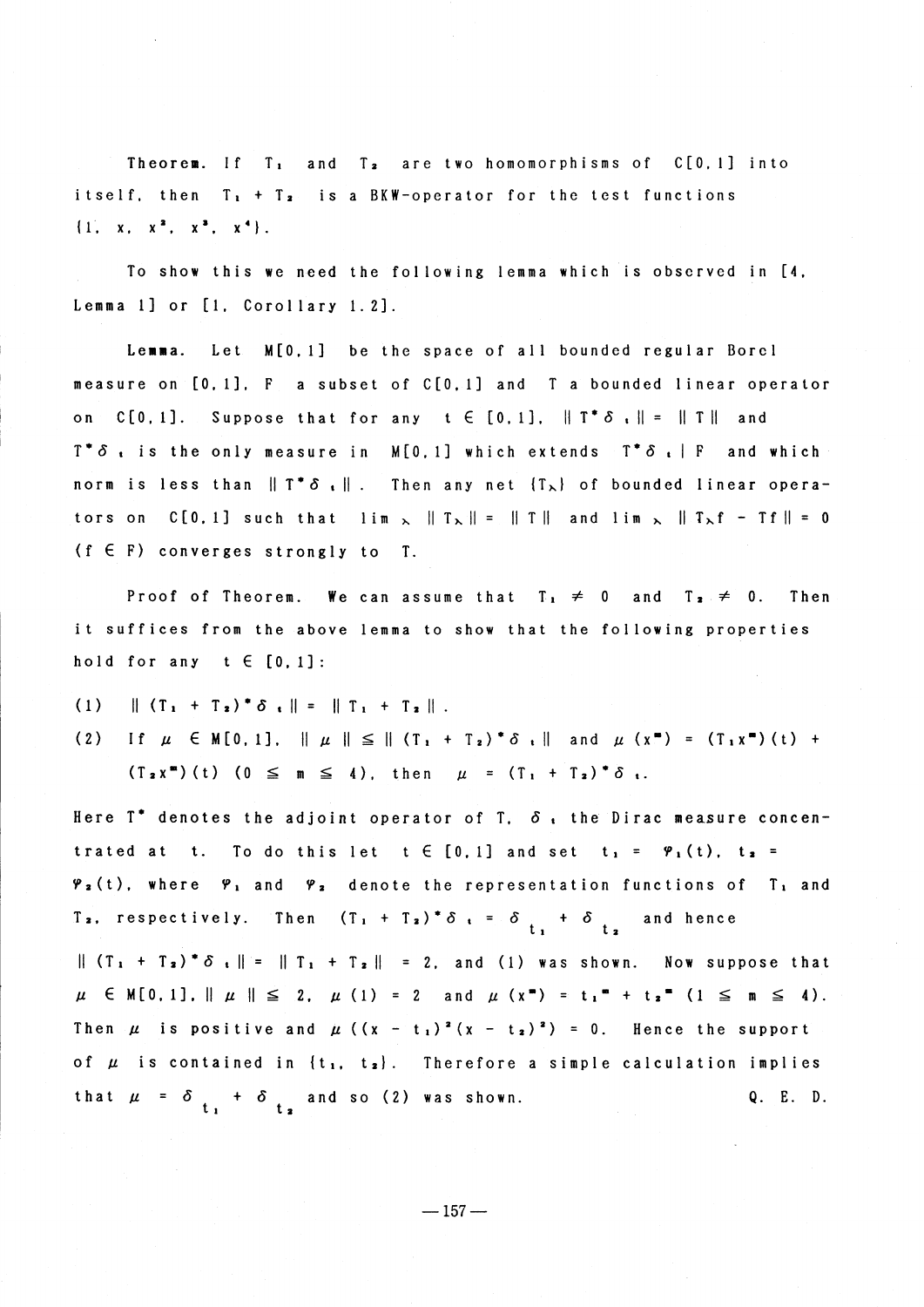**Theorem.** If $T_1$ and $T_2$ are two homomorphisms of $C[0,1]$ into itself, then $T_1 + T_2$ is a BKW-operator for the test functions $\{1, x, x^2, x^3, x^4\}$.

To show this we need the following lemma which is observed in [4, Lemma 1] or [1, Corollary 1.2].

**Lemma.** Let $M[0,1]$ be the space of all bounded regular Borel measure on $[0,1]$, $F$ a subset of $C[0,1]$ and $T$ a bounded linear operator on $C[0,1]$. Suppose that for any $t \in [0,1]$, $\| T^* \delta_t \| = \| T \|$ and $T^* \delta_t$ is the only measure in $M[0,1]$ which extends $T^* \delta_t | F$ and which norm is less than $\| T^* \delta_t \|$. Then any net $\{T_\lambda\}$ of bounded linear operators on $C[0,1]$ such that $\lim_\lambda \| T_\lambda \| = \| T \|$ and $\lim_\lambda \| T_\lambda f - Tf \| = 0$ $(f \in F)$ converges strongly to $T$.

Proof of Theorem. We can assume that $T_1 \neq 0$ and $T_2 \neq 0$. Then it suffices from the above lemma to show that the following properties hold for any $t \in [0,1]$:

(1) $\| (T_1 + T_2)^* \delta_t \| = \| T_1 + T_2 \|$.

(2) If $\mu \in M[0,1]$, $\| \mu \| \leqq \| (T_1 + T_2)^* \delta_t \|$ and $\mu(x^m) = (T_1 x^m)(t) + (T_2 x^m)(t)$ $(0 \leqq m \leqq 4)$, then $\mu = (T_1 + T_2)^* \delta_t$.

Here $T^*$ denotes the adjoint operator of $T$, $\delta_t$ the Dirac measure concentrated at $t$. To do this let $t \in [0,1]$ and set $t_1 = \varphi_1(t)$, $t_2 = \varphi_2(t)$, where $\varphi_1$ and $\varphi_2$ denote the representation functions of $T_1$ and $T_2$, respectively. Then $(T_1 + T_2)^* \delta_t = \delta_{t_1} + \delta_{t_2}$ and hence $\| (T_1 + T_2)^* \delta_t \| = \| T_1 + T_2 \| = 2$, and (1) was shown. Now suppose that $\mu \in M[0,1]$, $\| \mu \| \leqq 2$, $\mu(1) = 2$ and $\mu(x^m) = t_1^m + t_2^m$ $(1 \leqq m \leqq 4)$. Then $\mu$ is positive and $\mu((x - t_1)^2 (x - t_2)^2) = 0$. Hence the support of $\mu$ is contained in $\{t_1, t_2\}$. Therefore a simple calculation implies that $\mu = \delta_{t_1} + \delta_{t_2}$ and so (2) was shown. Q. E. D.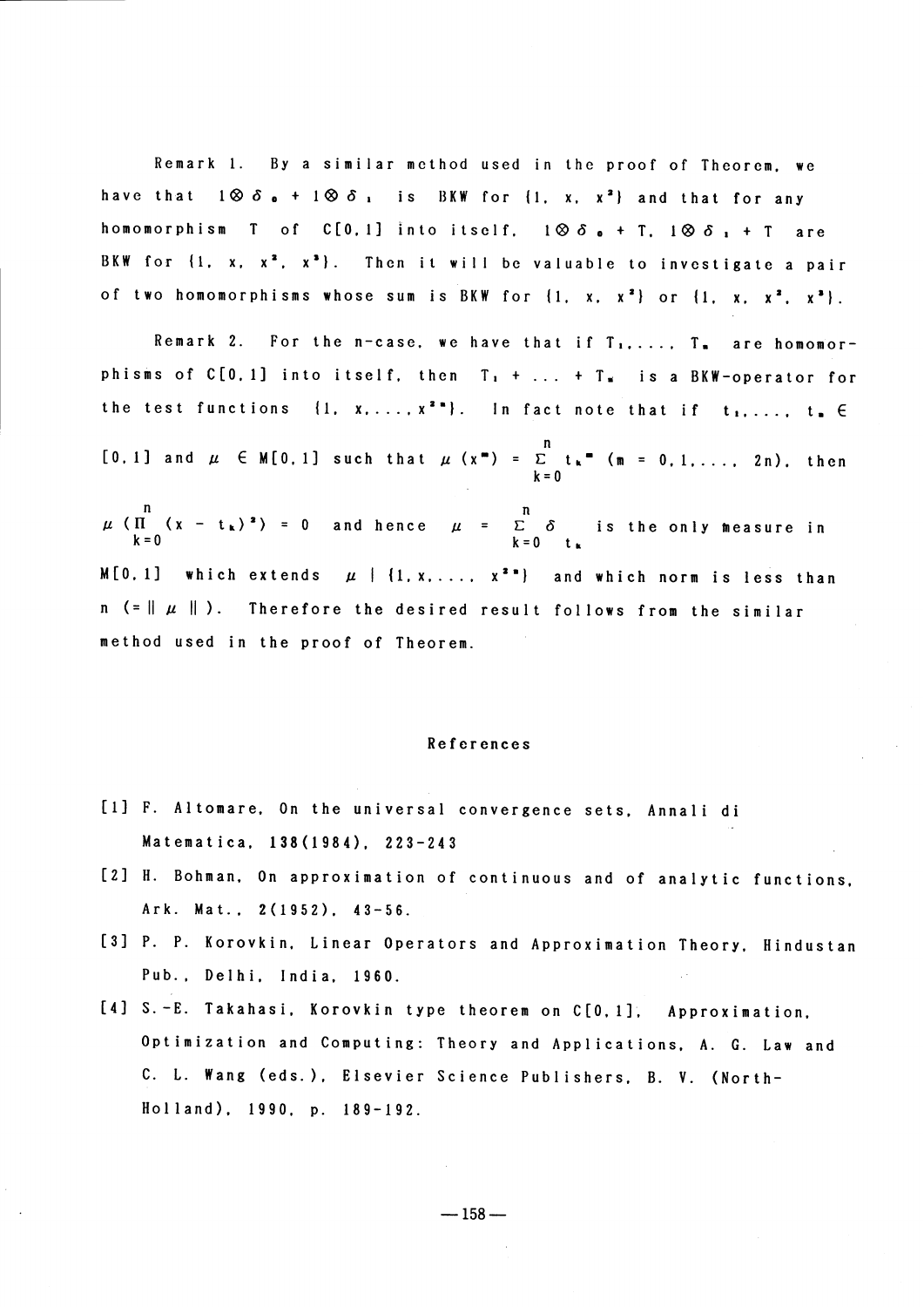Remark 1. By a similar method used in the proof of Theorem, we have that $1 \otimes \delta_0 + 1 \otimes \delta_1$ is BKW for $\{1, x, x^2\}$ and that for any homomorphism $T$ of $C[0,1]$ into itself, $1 \otimes \delta_0 + T$, $1 \otimes \delta_1 + T$ are BKW for $\{1, x, x^2, x^3\}$. Then it will be valuable to investigate a pair of two homomorphisms whose sum is BKW for $\{1, x, x^2\}$ or $\{1, x, x^2, x^3\}$.

Remark 2. For the n-case, we have that if $T_1, \ldots, T_n$ are homomorphisms of $C[0,1]$ into itself, then $T_1 + \ldots + T_n$ is a BKW-operator for the test functions $\{1, x, \ldots, x^{2n}\}$. In fact note that if $t_1, \ldots, t_n \in [0,1]$ and $\mu \in M[0,1]$ such that $\mu(x^m) = \sum_{k=0}^{n} t_k^m$ $(m = 0, 1, \ldots, 2n)$, then $\mu(\prod_{k=0}^{n} (x - t_k)^2) = 0$ and hence $\mu = \sum_{k=0}^{n} \delta_{t_k}$ is the only measure in $M[0,1]$ which extends $\mu \mid \{1, x, \ldots, x^{2n}\}$ and which norm is less than $n$ $(= \| \mu \|)$. Therefore the desired result follows from the similar method used in the proof of Theorem.

## References

[1] F. Altomare, On the universal convergence sets, Annali di Matematica, 138(1984), 223-243

[2] H. Bohman, On approximation of continuous and of analytic functions, Ark. Mat., 2(1952), 43-56.

[3] P. P. Korovkin, Linear Operators and Approximation Theory, Hindustan Pub., Delhi, India, 1960.

[4] S.-E. Takahasi, Korovkin type theorem on C[0,1], Approximation, Optimization and Computing: Theory and Applications, A. G. Law and C. L. Wang (eds.), Elsevier Science Publishers, B. V. (North-Holland), 1990, p. 189-192.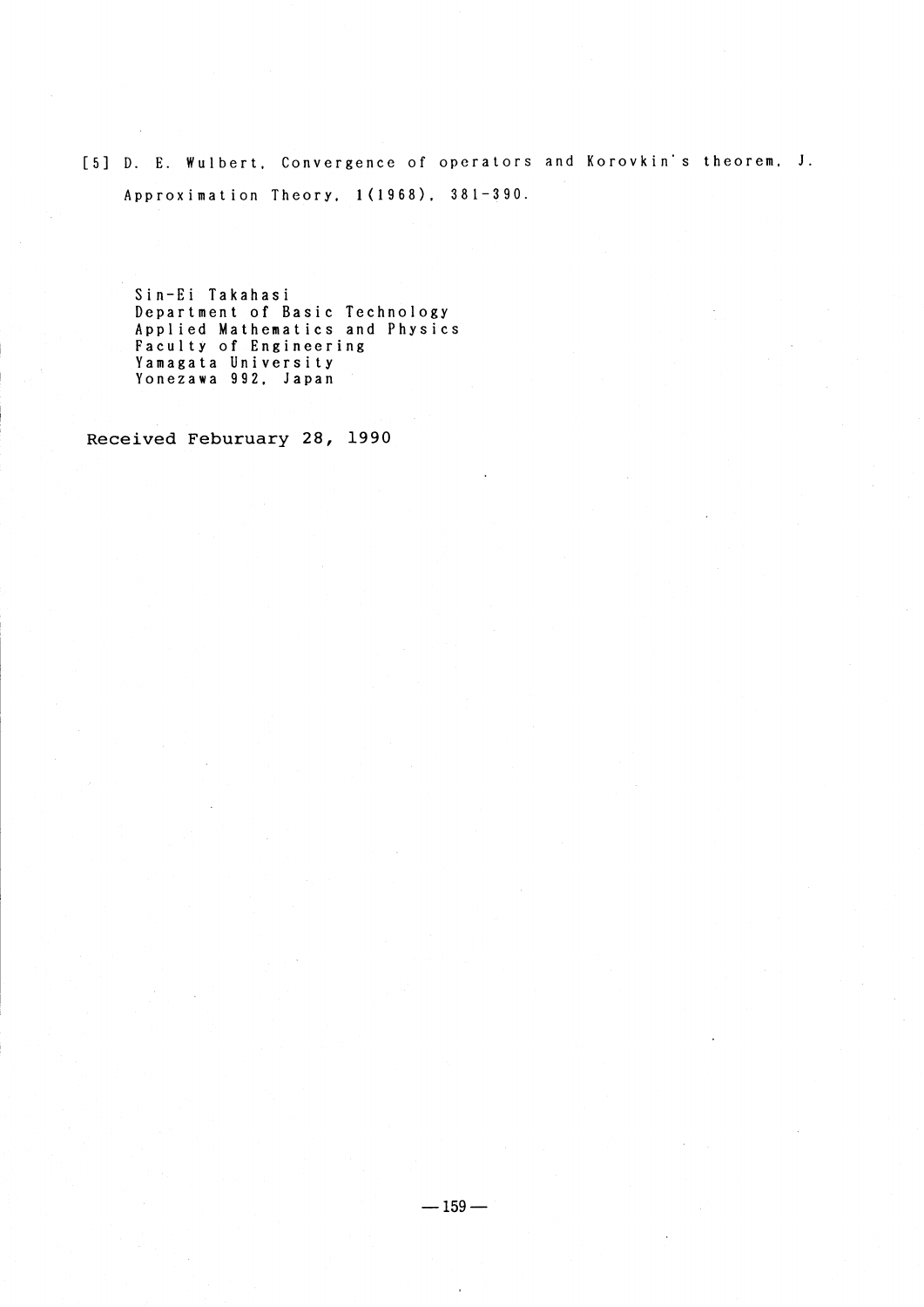[5] D. E. Wulbert, Convergence of operators and Korovkin's theorem, J. Approximation Theory, 1(1968), 381–390.

Sin-Ei Takahasi
Department of Basic Technology
Applied Mathematics and Physics
Faculty of Engineering
Yamagata University
Yonezawa 992, Japan

Received Feburuary 28, 1990